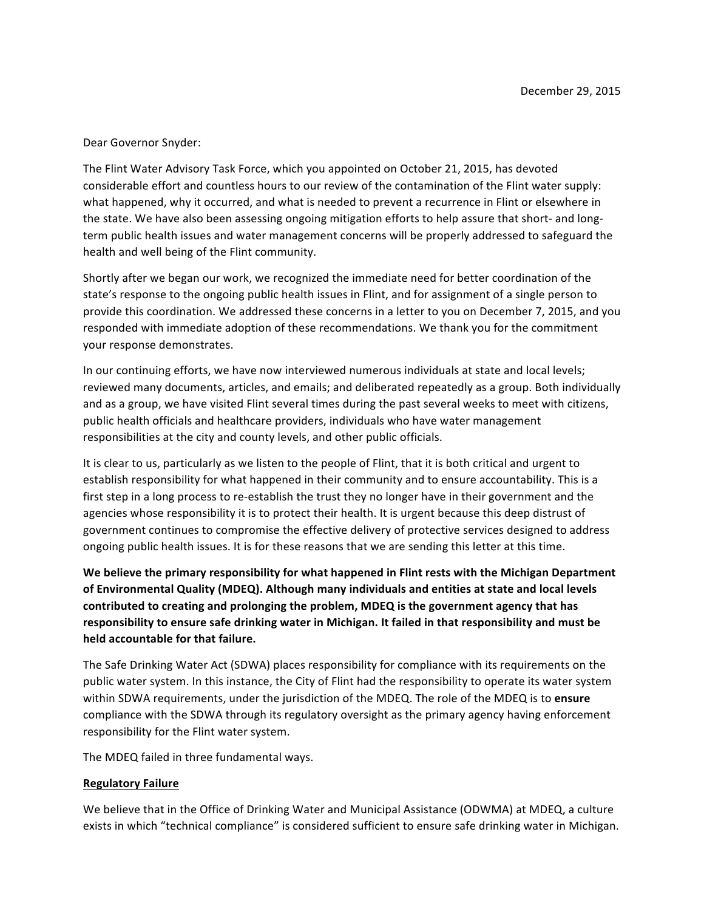December 29, 2015

Dear Governor Snyder:

The Flint Water Advisory Task Force, which you appointed on October 21, 2015, has devoted considerable effort and countless hours to our review of the contamination of the Flint water supply: what happened, why it occurred, and what is needed to prevent a recurrence in Flint or elsewhere in the state. We have also been assessing ongoing mitigation efforts to help assure that short- and long-term public health issues and water management concerns will be properly addressed to safeguard the health and well being of the Flint community.

Shortly after we began our work, we recognized the immediate need for better coordination of the state's response to the ongoing public health issues in Flint, and for assignment of a single person to provide this coordination. We addressed these concerns in a letter to you on December 7, 2015, and you responded with immediate adoption of these recommendations. We thank you for the commitment your response demonstrates.

In our continuing efforts, we have now interviewed numerous individuals at state and local levels; reviewed many documents, articles, and emails; and deliberated repeatedly as a group. Both individually and as a group, we have visited Flint several times during the past several weeks to meet with citizens, public health officials and healthcare providers, individuals who have water management responsibilities at the city and county levels, and other public officials.

It is clear to us, particularly as we listen to the people of Flint, that it is both critical and urgent to establish responsibility for what happened in their community and to ensure accountability. This is a first step in a long process to re-establish the trust they no longer have in their government and the agencies whose responsibility it is to protect their health. It is urgent because this deep distrust of government continues to compromise the effective delivery of protective services designed to address ongoing public health issues. It is for these reasons that we are sending this letter at this time.

**We believe the primary responsibility for what happened in Flint rests with the Michigan Department of Environmental Quality (MDEQ). Although many individuals and entities at state and local levels contributed to creating and prolonging the problem, MDEQ is the government agency that has responsibility to ensure safe drinking water in Michigan. It failed in that responsibility and must be held accountable for that failure.**

The Safe Drinking Water Act (SDWA) places responsibility for compliance with its requirements on the public water system. In this instance, the City of Flint had the responsibility to operate its water system within SDWA requirements, under the jurisdiction of the MDEQ. The role of the MDEQ is to **ensure** compliance with the SDWA through its regulatory oversight as the primary agency having enforcement responsibility for the Flint water system.

The MDEQ failed in three fundamental ways.

**Regulatory Failure**

We believe that in the Office of Drinking Water and Municipal Assistance (ODWMA) at MDEQ, a culture exists in which "technical compliance" is considered sufficient to ensure safe drinking water in Michigan.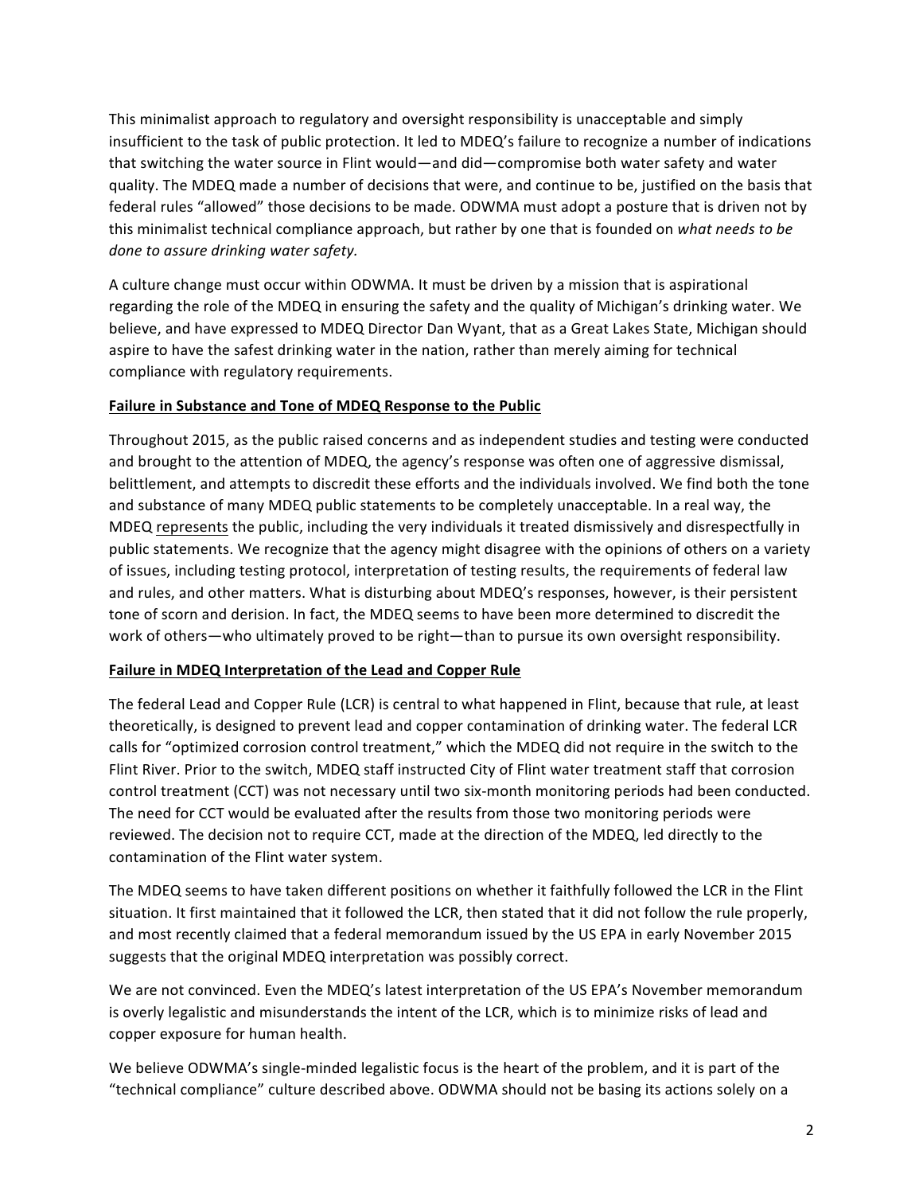This minimalist approach to regulatory and oversight responsibility is unacceptable and simply insufficient to the task of public protection. It led to MDEQ's failure to recognize a number of indications that switching the water source in Flint would—and did—compromise both water safety and water quality. The MDEQ made a number of decisions that were, and continue to be, justified on the basis that federal rules "allowed" those decisions to be made. ODWMA must adopt a posture that is driven not by this minimalist technical compliance approach, but rather by one that is founded on *what needs to be done to assure drinking water safety.*

A culture change must occur within ODWMA. It must be driven by a mission that is aspirational regarding the role of the MDEQ in ensuring the safety and the quality of Michigan's drinking water. We believe, and have expressed to MDEQ Director Dan Wyant, that as a Great Lakes State, Michigan should aspire to have the safest drinking water in the nation, rather than merely aiming for technical compliance with regulatory requirements.

**Failure in Substance and Tone of MDEQ Response to the Public**

Throughout 2015, as the public raised concerns and as independent studies and testing were conducted and brought to the attention of MDEQ, the agency's response was often one of aggressive dismissal, belittlement, and attempts to discredit these efforts and the individuals involved. We find both the tone and substance of many MDEQ public statements to be completely unacceptable. In a real way, the MDEQ represents the public, including the very individuals it treated dismissively and disrespectfully in public statements. We recognize that the agency might disagree with the opinions of others on a variety of issues, including testing protocol, interpretation of testing results, the requirements of federal law and rules, and other matters. What is disturbing about MDEQ's responses, however, is their persistent tone of scorn and derision. In fact, the MDEQ seems to have been more determined to discredit the work of others—who ultimately proved to be right—than to pursue its own oversight responsibility.

**Failure in MDEQ Interpretation of the Lead and Copper Rule**

The federal Lead and Copper Rule (LCR) is central to what happened in Flint, because that rule, at least theoretically, is designed to prevent lead and copper contamination of drinking water. The federal LCR calls for "optimized corrosion control treatment," which the MDEQ did not require in the switch to the Flint River. Prior to the switch, MDEQ staff instructed City of Flint water treatment staff that corrosion control treatment (CCT) was not necessary until two six-month monitoring periods had been conducted. The need for CCT would be evaluated after the results from those two monitoring periods were reviewed. The decision not to require CCT, made at the direction of the MDEQ, led directly to the contamination of the Flint water system.

The MDEQ seems to have taken different positions on whether it faithfully followed the LCR in the Flint situation. It first maintained that it followed the LCR, then stated that it did not follow the rule properly, and most recently claimed that a federal memorandum issued by the US EPA in early November 2015 suggests that the original MDEQ interpretation was possibly correct.

We are not convinced. Even the MDEQ's latest interpretation of the US EPA's November memorandum is overly legalistic and misunderstands the intent of the LCR, which is to minimize risks of lead and copper exposure for human health.

We believe ODWMA's single-minded legalistic focus is the heart of the problem, and it is part of the "technical compliance" culture described above. ODWMA should not be basing its actions solely on a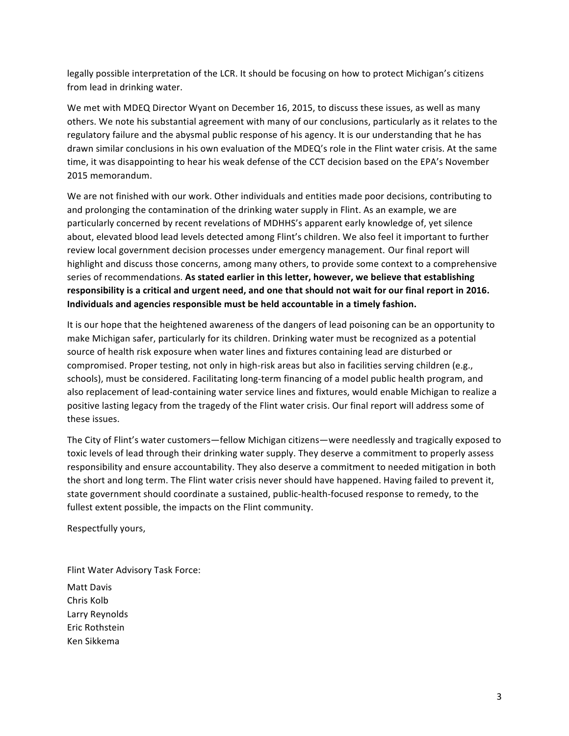legally possible interpretation of the LCR. It should be focusing on how to protect Michigan's citizens from lead in drinking water.

We met with MDEQ Director Wyant on December 16, 2015, to discuss these issues, as well as many others. We note his substantial agreement with many of our conclusions, particularly as it relates to the regulatory failure and the abysmal public response of his agency. It is our understanding that he has drawn similar conclusions in his own evaluation of the MDEQ's role in the Flint water crisis. At the same time, it was disappointing to hear his weak defense of the CCT decision based on the EPA's November 2015 memorandum.

We are not finished with our work. Other individuals and entities made poor decisions, contributing to and prolonging the contamination of the drinking water supply in Flint. As an example, we are particularly concerned by recent revelations of MDHHS's apparent early knowledge of, yet silence about, elevated blood lead levels detected among Flint's children. We also feel it important to further review local government decision processes under emergency management. Our final report will highlight and discuss those concerns, among many others, to provide some context to a comprehensive series of recommendations. **As stated earlier in this letter, however, we believe that establishing responsibility is a critical and urgent need, and one that should not wait for our final report in 2016. Individuals and agencies responsible must be held accountable in a timely fashion.**

It is our hope that the heightened awareness of the dangers of lead poisoning can be an opportunity to make Michigan safer, particularly for its children. Drinking water must be recognized as a potential source of health risk exposure when water lines and fixtures containing lead are disturbed or compromised. Proper testing, not only in high-risk areas but also in facilities serving children (e.g., schools), must be considered. Facilitating long-term financing of a model public health program, and also replacement of lead-containing water service lines and fixtures, would enable Michigan to realize a positive lasting legacy from the tragedy of the Flint water crisis. Our final report will address some of these issues.

The City of Flint's water customers—fellow Michigan citizens—were needlessly and tragically exposed to toxic levels of lead through their drinking water supply. They deserve a commitment to properly assess responsibility and ensure accountability. They also deserve a commitment to needed mitigation in both the short and long term. The Flint water crisis never should have happened. Having failed to prevent it, state government should coordinate a sustained, public-health-focused response to remedy, to the fullest extent possible, the impacts on the Flint community.

Respectfully yours,

Flint Water Advisory Task Force:

Matt Davis
Chris Kolb
Larry Reynolds
Eric Rothstein
Ken Sikkema